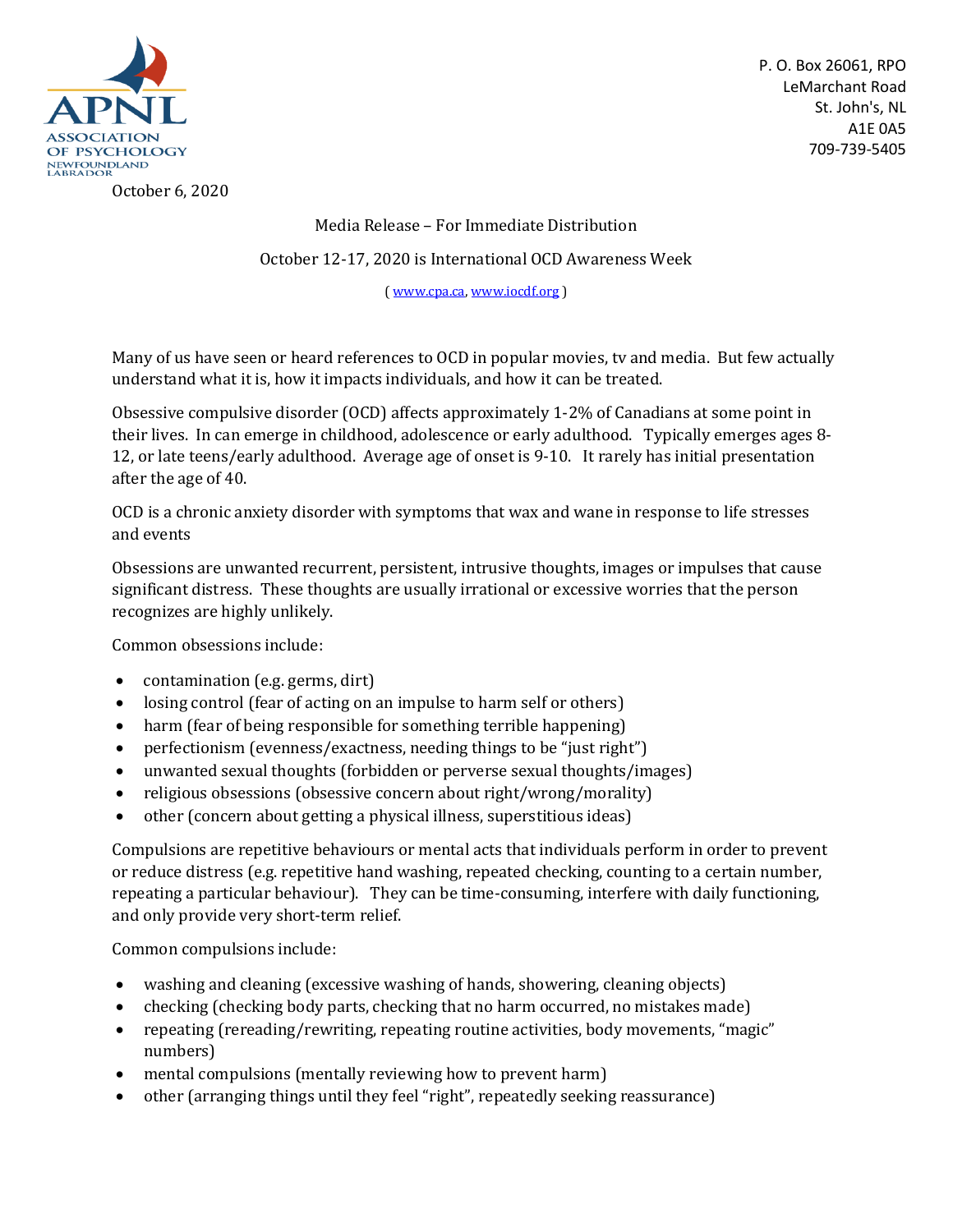APNL
ASSOCIATION OF PSYCHOLOGY NEWFOUNDLAND LABRADOR

P. O. Box 26061, RPO
LeMarchant Road
St. John's, NL
A1E 0A5
709-739-5405

October 6, 2020

Media Release – For Immediate Distribution

October 12-17, 2020 is International OCD Awareness Week

( www.cpa.ca, www.iocdf.org )

Many of us have seen or heard references to OCD in popular movies, tv and media. But few actually understand what it is, how it impacts individuals, and how it can be treated.

Obsessive compulsive disorder (OCD) affects approximately 1-2% of Canadians at some point in their lives. In can emerge in childhood, adolescence or early adulthood. Typically emerges ages 8-12, or late teens/early adulthood. Average age of onset is 9-10. It rarely has initial presentation after the age of 40.

OCD is a chronic anxiety disorder with symptoms that wax and wane in response to life stresses and events

Obsessions are unwanted recurrent, persistent, intrusive thoughts, images or impulses that cause significant distress. These thoughts are usually irrational or excessive worries that the person recognizes are highly unlikely.

Common obsessions include:

- contamination (e.g. germs, dirt)
- losing control (fear of acting on an impulse to harm self or others)
- harm (fear of being responsible for something terrible happening)
- perfectionism (evenness/exactness, needing things to be "just right")
- unwanted sexual thoughts (forbidden or perverse sexual thoughts/images)
- religious obsessions (obsessive concern about right/wrong/morality)
- other (concern about getting a physical illness, superstitious ideas)

Compulsions are repetitive behaviours or mental acts that individuals perform in order to prevent or reduce distress (e.g. repetitive hand washing, repeated checking, counting to a certain number, repeating a particular behaviour). They can be time-consuming, interfere with daily functioning, and only provide very short-term relief.

Common compulsions include:

- washing and cleaning (excessive washing of hands, showering, cleaning objects)
- checking (checking body parts, checking that no harm occurred, no mistakes made)
- repeating (rereading/rewriting, repeating routine activities, body movements, "magic" numbers)
- mental compulsions (mentally reviewing how to prevent harm)
- other (arranging things until they feel "right", repeatedly seeking reassurance)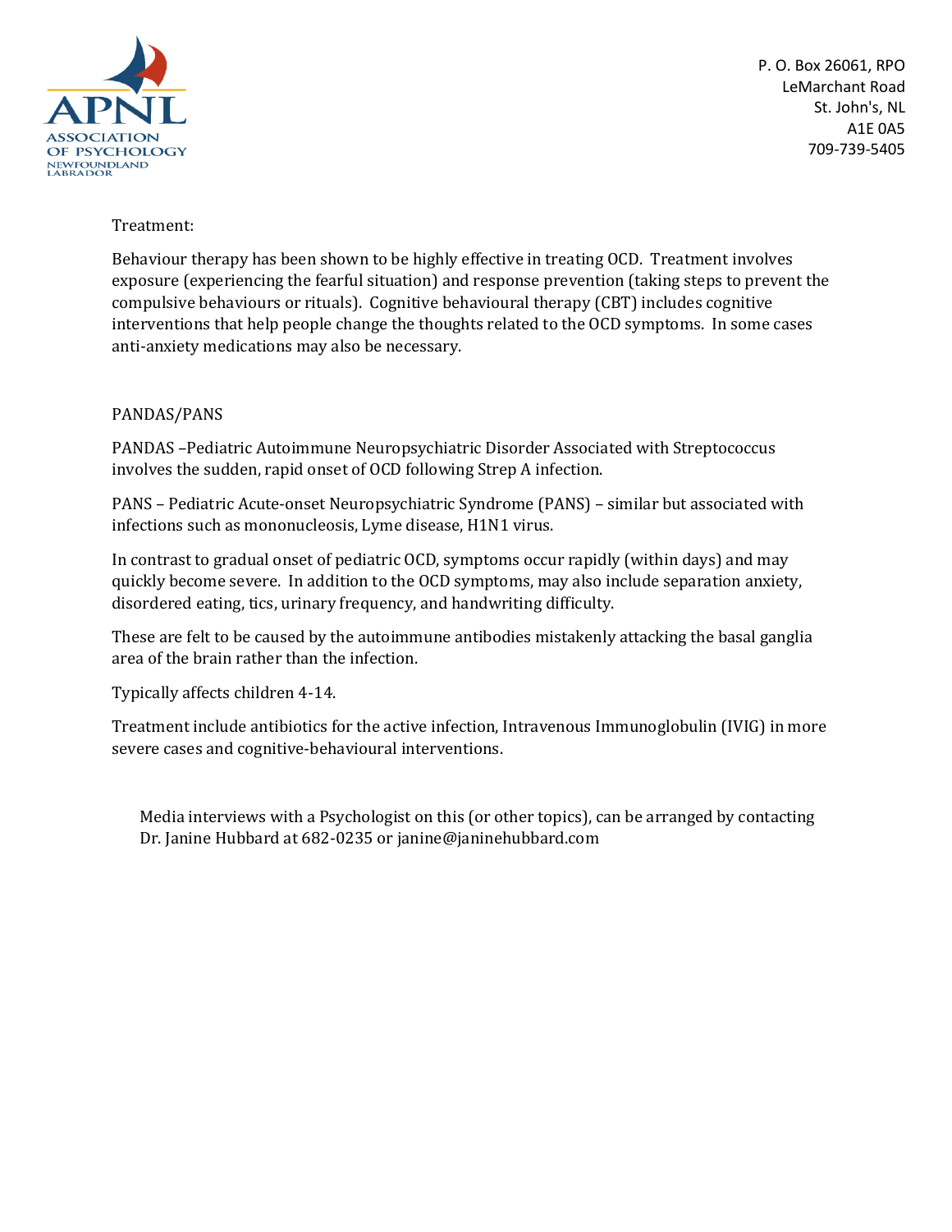P. O. Box 26061, RPO
LeMarchant Road
St. John's, NL
A1E 0A5
709-739-5405

Treatment:

Behaviour therapy has been shown to be highly effective in treating OCD. Treatment involves exposure (experiencing the fearful situation) and response prevention (taking steps to prevent the compulsive behaviours or rituals). Cognitive behavioural therapy (CBT) includes cognitive interventions that help people change the thoughts related to the OCD symptoms. In some cases anti-anxiety medications may also be necessary.

PANDAS/PANS

PANDAS –Pediatric Autoimmune Neuropsychiatric Disorder Associated with Streptococcus involves the sudden, rapid onset of OCD following Strep A infection.

PANS – Pediatric Acute-onset Neuropsychiatric Syndrome (PANS) – similar but associated with infections such as mononucleosis, Lyme disease, H1N1 virus.

In contrast to gradual onset of pediatric OCD, symptoms occur rapidly (within days) and may quickly become severe. In addition to the OCD symptoms, may also include separation anxiety, disordered eating, tics, urinary frequency, and handwriting difficulty.

These are felt to be caused by the autoimmune antibodies mistakenly attacking the basal ganglia area of the brain rather than the infection.

Typically affects children 4-14.

Treatment include antibiotics for the active infection, Intravenous Immunoglobulin (IVIG) in more severe cases and cognitive-behavioural interventions.

Media interviews with a Psychologist on this (or other topics), can be arranged by contacting Dr. Janine Hubbard at 682-0235 or janine@janinehubbard.com